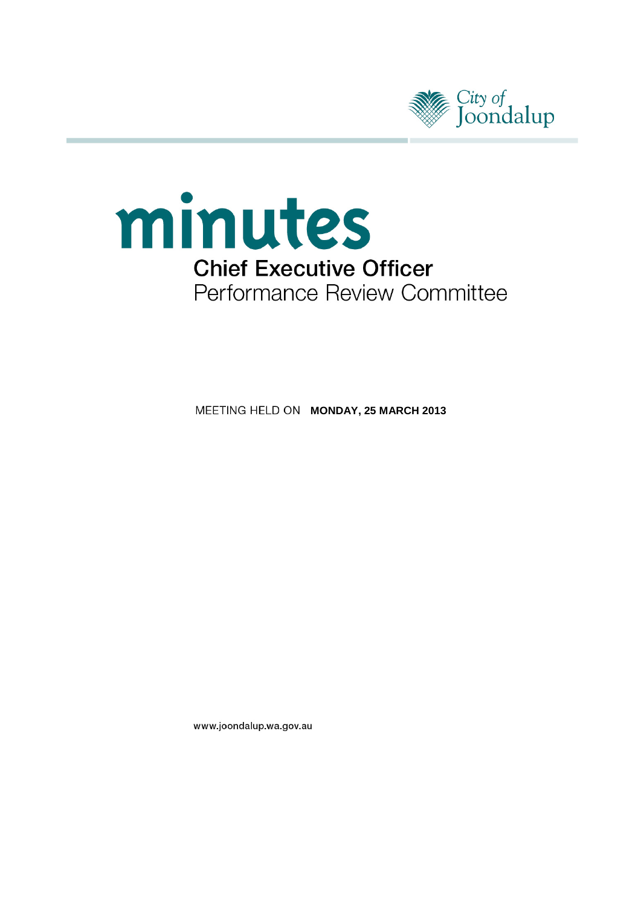City of Joondalup

# minutes

## Chief Executive Officer
Performance Review Committee

MEETING HELD ON **MONDAY, 25 MARCH 2013**

www.joondalup.wa.gov.au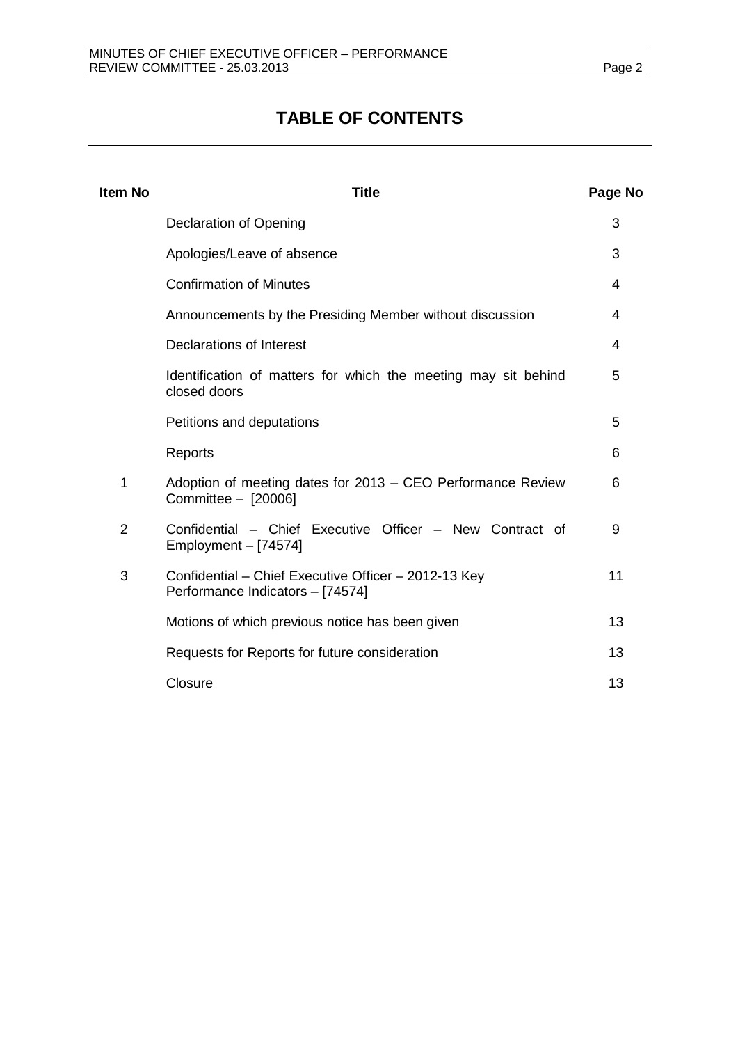# TABLE OF CONTENTS

| Item No | Title | Page No |
|---|---|---|
| | Declaration of Opening | 3 |
| | Apologies/Leave of absence | 3 |
| | Confirmation of Minutes | 4 |
| | Announcements by the Presiding Member without discussion | 4 |
| | Declarations of Interest | 4 |
| | Identification of matters for which the meeting may sit behind closed doors | 5 |
| | Petitions and deputations | 5 |
| | Reports | 6 |
| 1 | Adoption of meeting dates for 2013 – CEO Performance Review Committee – [20006] | 6 |
| 2 | Confidential – Chief Executive Officer – New Contract of Employment – [74574] | 9 |
| 3 | Confidential – Chief Executive Officer – 2012-13 Key Performance Indicators – [74574] | 11 |
| | Motions of which previous notice has been given | 13 |
| | Requests for Reports for future consideration | 13 |
| | Closure | 13 |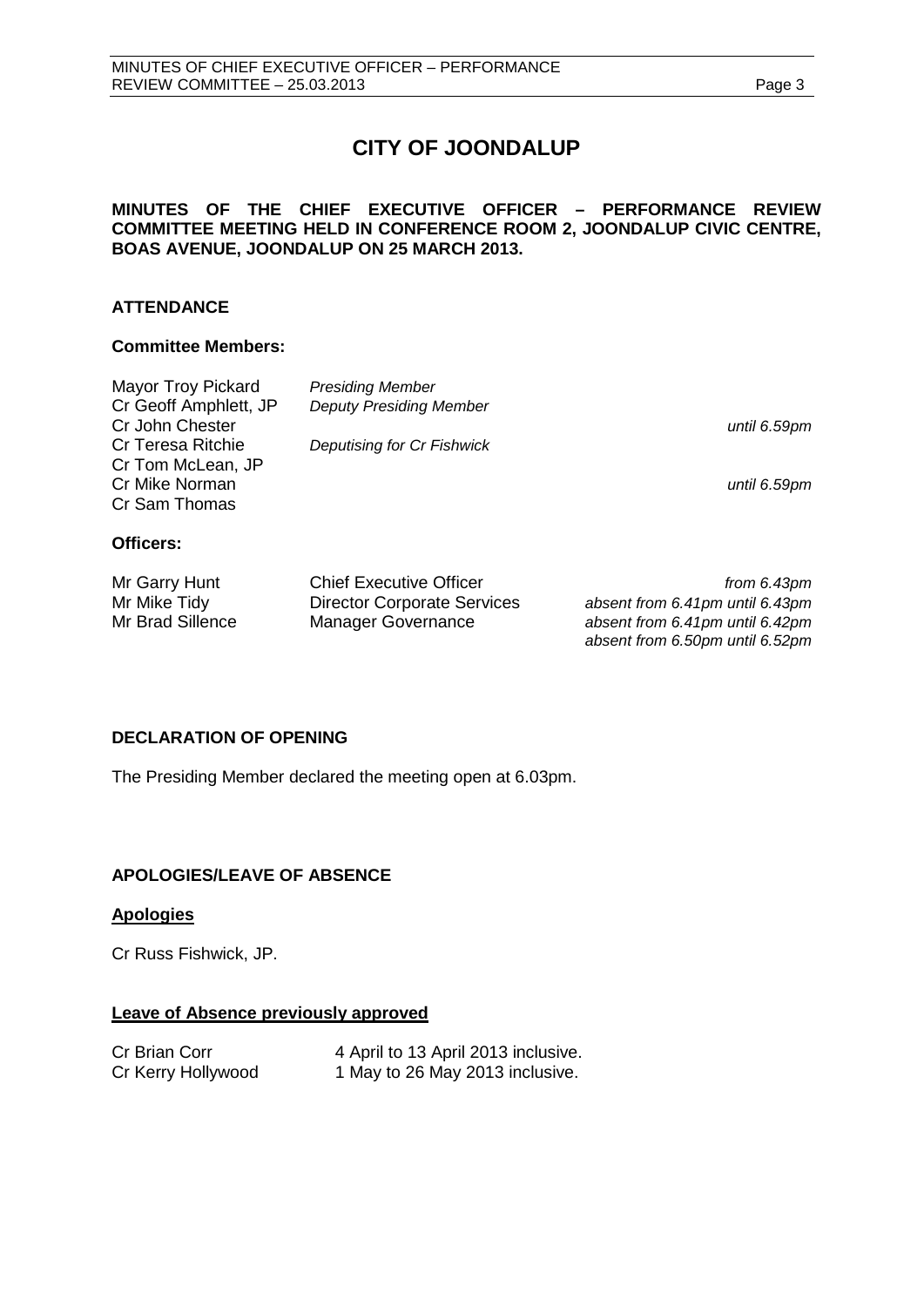# CITY OF JOONDALUP

**MINUTES OF THE CHIEF EXECUTIVE OFFICER – PERFORMANCE REVIEW COMMITTEE MEETING HELD IN CONFERENCE ROOM 2, JOONDALUP CIVIC CENTRE, BOAS AVENUE, JOONDALUP ON 25 MARCH 2013.**

## ATTENDANCE

### Committee Members:

| | | |
|---|---|---|
| Mayor Troy Pickard | *Presiding Member* | |
| Cr Geoff Amphlett, JP | *Deputy Presiding Member* | |
| Cr John Chester | | *until 6.59pm* |
| Cr Teresa Ritchie | *Deputising for Cr Fishwick* | |
| Cr Tom McLean, JP | | |
| Cr Mike Norman | | *until 6.59pm* |
| Cr Sam Thomas | | |

### Officers:

| | | |
|---|---|---|
| Mr Garry Hunt | Chief Executive Officer | *from 6.43pm* |
| Mr Mike Tidy | Director Corporate Services | *absent from 6.41pm until 6.43pm* |
| Mr Brad Sillence | Manager Governance | *absent from 6.41pm until 6.42pm* |
| | | *absent from 6.50pm until 6.52pm* |

## DECLARATION OF OPENING

The Presiding Member declared the meeting open at 6.03pm.

## APOLOGIES/LEAVE OF ABSENCE

### Apologies

Cr Russ Fishwick, JP.

### Leave of Absence previously approved

| | |
|---|---|
| Cr Brian Corr | 4 April to 13 April 2013 inclusive. |
| Cr Kerry Hollywood | 1 May to 26 May 2013 inclusive. |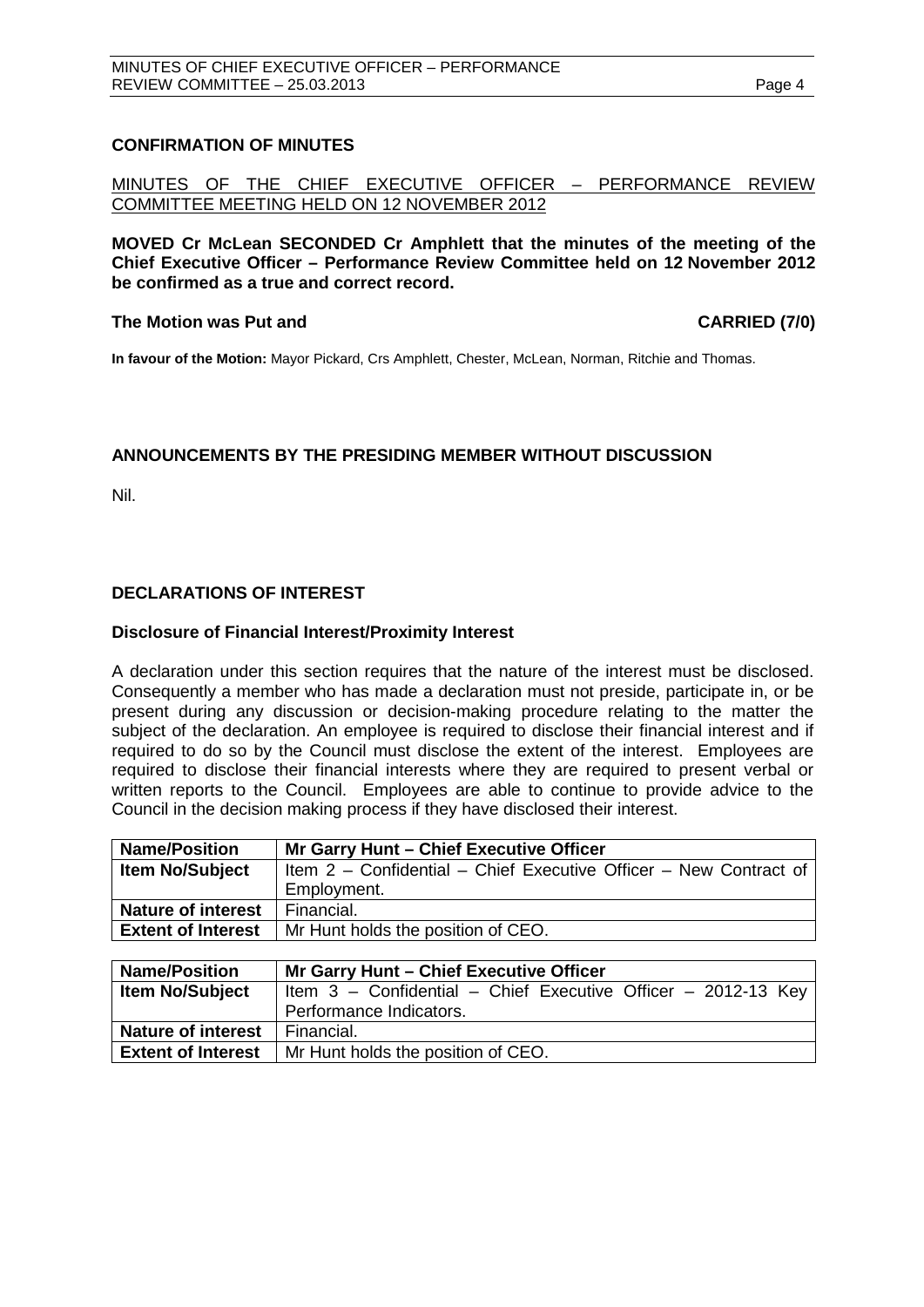## CONFIRMATION OF MINUTES

<u>MINUTES OF THE CHIEF EXECUTIVE OFFICER – PERFORMANCE REVIEW COMMITTEE MEETING HELD ON 12 NOVEMBER 2012</u>

**MOVED Cr McLean SECONDED Cr Amphlett that the minutes of the meeting of the Chief Executive Officer – Performance Review Committee held on 12 November 2012 be confirmed as a true and correct record.**

**The Motion was Put and CARRIED (7/0)**

**In favour of the Motion:** Mayor Pickard, Crs Amphlett, Chester, McLean, Norman, Ritchie and Thomas.

## ANNOUNCEMENTS BY THE PRESIDING MEMBER WITHOUT DISCUSSION

Nil.

## DECLARATIONS OF INTEREST

### Disclosure of Financial Interest/Proximity Interest

A declaration under this section requires that the nature of the interest must be disclosed. Consequently a member who has made a declaration must not preside, participate in, or be present during any discussion or decision-making procedure relating to the matter the subject of the declaration. An employee is required to disclose their financial interest and if required to do so by the Council must disclose the extent of the interest. Employees are required to disclose their financial interests where they are required to present verbal or written reports to the Council. Employees are able to continue to provide advice to the Council in the decision making process if they have disclosed their interest.

| **Name/Position** | **Mr Garry Hunt – Chief Executive Officer** |
|---|---|
| **Item No/Subject** | Item 2 – Confidential – Chief Executive Officer – New Contract of Employment. |
| **Nature of interest** | Financial. |
| **Extent of Interest** | Mr Hunt holds the position of CEO. |

| **Name/Position** | **Mr Garry Hunt – Chief Executive Officer** |
|---|---|
| **Item No/Subject** | Item 3 – Confidential – Chief Executive Officer – 2012-13 Key Performance Indicators. |
| **Nature of interest** | Financial. |
| **Extent of Interest** | Mr Hunt holds the position of CEO. |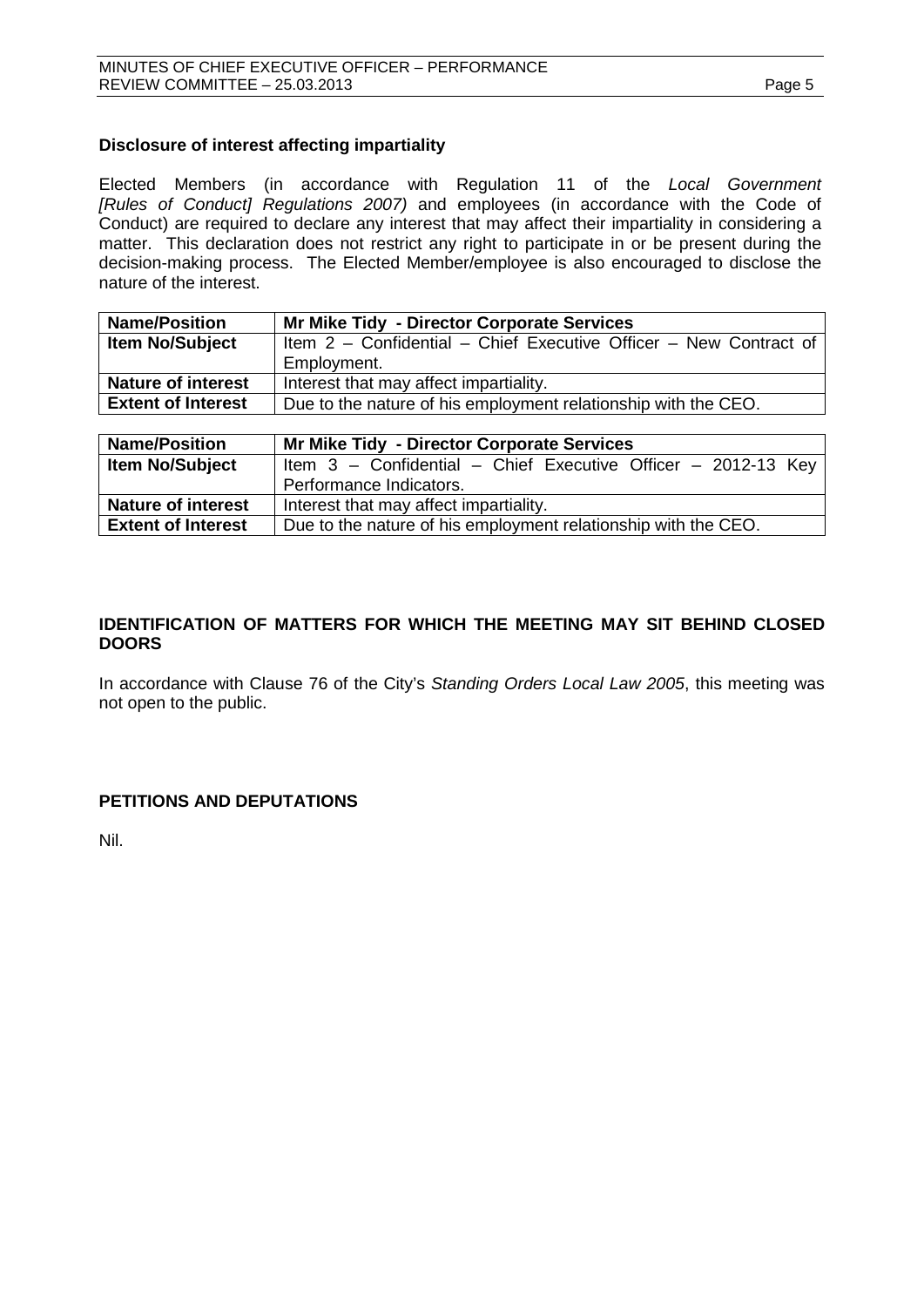### Disclosure of interest affecting impartiality

Elected Members (in accordance with Regulation 11 of the *Local Government [Rules of Conduct] Regulations 2007)* and employees (in accordance with the Code of Conduct) are required to declare any interest that may affect their impartiality in considering a matter. This declaration does not restrict any right to participate in or be present during the decision-making process. The Elected Member/employee is also encouraged to disclose the nature of the interest.

| **Name/Position** | **Mr Mike Tidy - Director Corporate Services** |
|---|---|
| **Item No/Subject** | Item 2 – Confidential – Chief Executive Officer – New Contract of Employment. |
| **Nature of interest** | Interest that may affect impartiality. |
| **Extent of Interest** | Due to the nature of his employment relationship with the CEO. |

| **Name/Position** | **Mr Mike Tidy - Director Corporate Services** |
|---|---|
| **Item No/Subject** | Item 3 – Confidential – Chief Executive Officer – 2012-13 Key Performance Indicators. |
| **Nature of interest** | Interest that may affect impartiality. |
| **Extent of Interest** | Due to the nature of his employment relationship with the CEO. |

## IDENTIFICATION OF MATTERS FOR WHICH THE MEETING MAY SIT BEHIND CLOSED DOORS

In accordance with Clause 76 of the City's *Standing Orders Local Law 2005*, this meeting was not open to the public.

## PETITIONS AND DEPUTATIONS

Nil.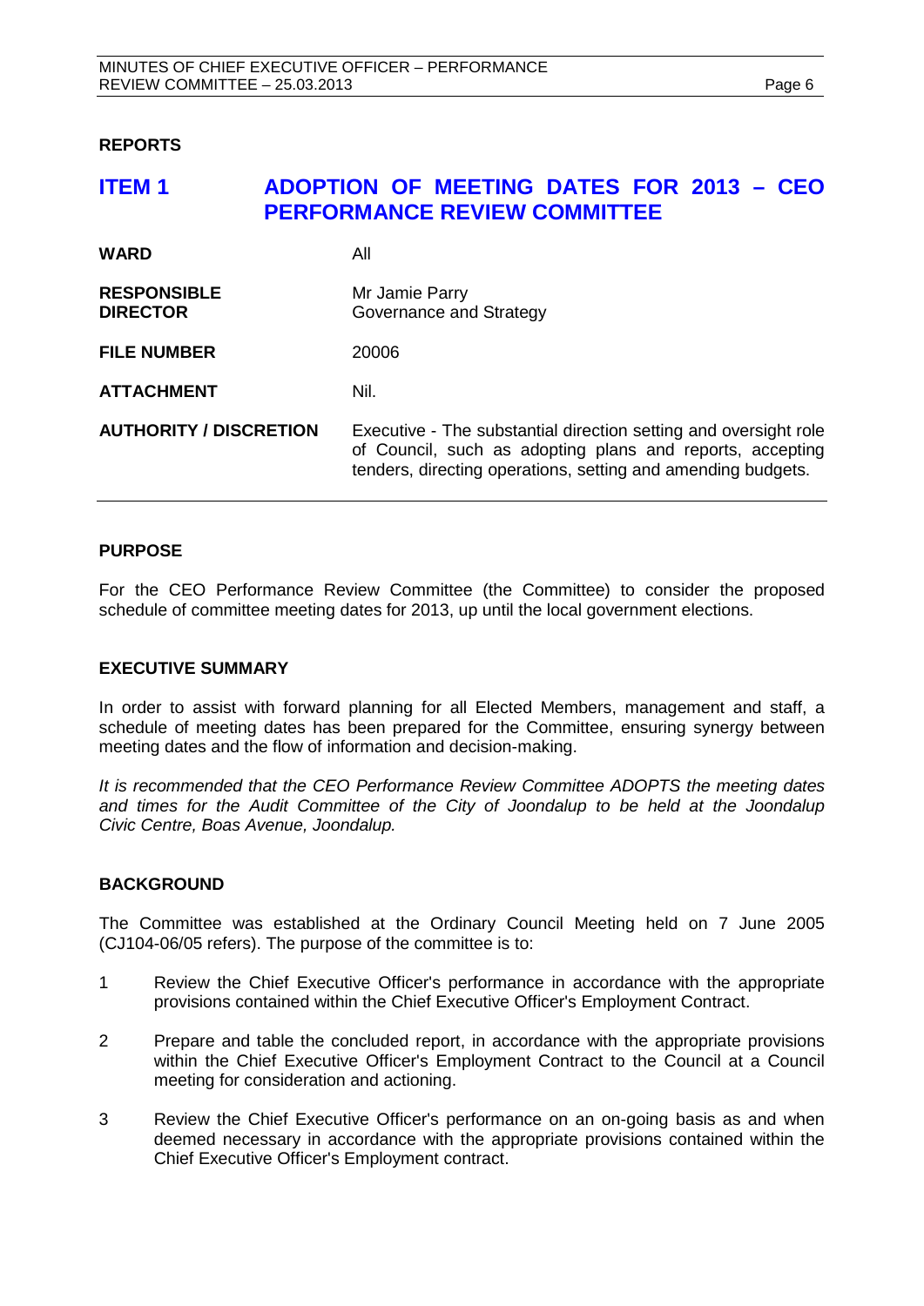## REPORTS

# ITEM 1 ADOPTION OF MEETING DATES FOR 2013 – CEO PERFORMANCE REVIEW COMMITTEE

| | |
|---|---|
| **WARD** | All |
| **RESPONSIBLE DIRECTOR** | Mr Jamie Parry<br>Governance and Strategy |
| **FILE NUMBER** | 20006 |
| **ATTACHMENT** | Nil. |
| **AUTHORITY / DISCRETION** | Executive - The substantial direction setting and oversight role of Council, such as adopting plans and reports, accepting tenders, directing operations, setting and amending budgets. |

### PURPOSE

For the CEO Performance Review Committee (the Committee) to consider the proposed schedule of committee meeting dates for 2013, up until the local government elections.

### EXECUTIVE SUMMARY

In order to assist with forward planning for all Elected Members, management and staff, a schedule of meeting dates has been prepared for the Committee, ensuring synergy between meeting dates and the flow of information and decision-making.

*It is recommended that the CEO Performance Review Committee ADOPTS the meeting dates and times for the Audit Committee of the City of Joondalup to be held at the Joondalup Civic Centre, Boas Avenue, Joondalup.*

### BACKGROUND

The Committee was established at the Ordinary Council Meeting held on 7 June 2005 (CJ104-06/05 refers). The purpose of the committee is to:

1. Review the Chief Executive Officer's performance in accordance with the appropriate provisions contained within the Chief Executive Officer's Employment Contract.
2. Prepare and table the concluded report, in accordance with the appropriate provisions within the Chief Executive Officer's Employment Contract to the Council at a Council meeting for consideration and actioning.
3. Review the Chief Executive Officer's performance on an on-going basis as and when deemed necessary in accordance with the appropriate provisions contained within the Chief Executive Officer's Employment contract.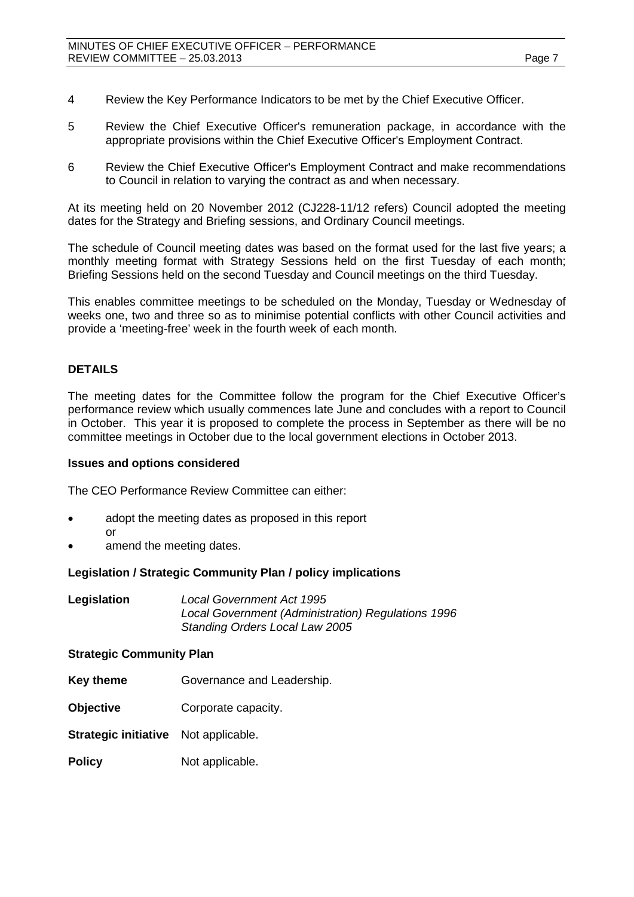4 Review the Key Performance Indicators to be met by the Chief Executive Officer.

5 Review the Chief Executive Officer's remuneration package, in accordance with the appropriate provisions within the Chief Executive Officer's Employment Contract.

6 Review the Chief Executive Officer's Employment Contract and make recommendations to Council in relation to varying the contract as and when necessary.

At its meeting held on 20 November 2012 (CJ228-11/12 refers) Council adopted the meeting dates for the Strategy and Briefing sessions, and Ordinary Council meetings.

The schedule of Council meeting dates was based on the format used for the last five years; a monthly meeting format with Strategy Sessions held on the first Tuesday of each month; Briefing Sessions held on the second Tuesday and Council meetings on the third Tuesday.

This enables committee meetings to be scheduled on the Monday, Tuesday or Wednesday of weeks one, two and three so as to minimise potential conflicts with other Council activities and provide a 'meeting-free' week in the fourth week of each month.

## DETAILS

The meeting dates for the Committee follow the program for the Chief Executive Officer's performance review which usually commences late June and concludes with a report to Council in October. This year it is proposed to complete the process in September as there will be no committee meetings in October due to the local government elections in October 2013.

### Issues and options considered

The CEO Performance Review Committee can either:

- adopt the meeting dates as proposed in this report
  or
- amend the meeting dates.

### Legislation / Strategic Community Plan / policy implications

**Legislation** *Local Government Act 1995*
*Local Government (Administration) Regulations 1996*
*Standing Orders Local Law 2005*

### Strategic Community Plan

**Key theme** Governance and Leadership.

**Objective** Corporate capacity.

**Strategic initiative** Not applicable.

**Policy** Not applicable.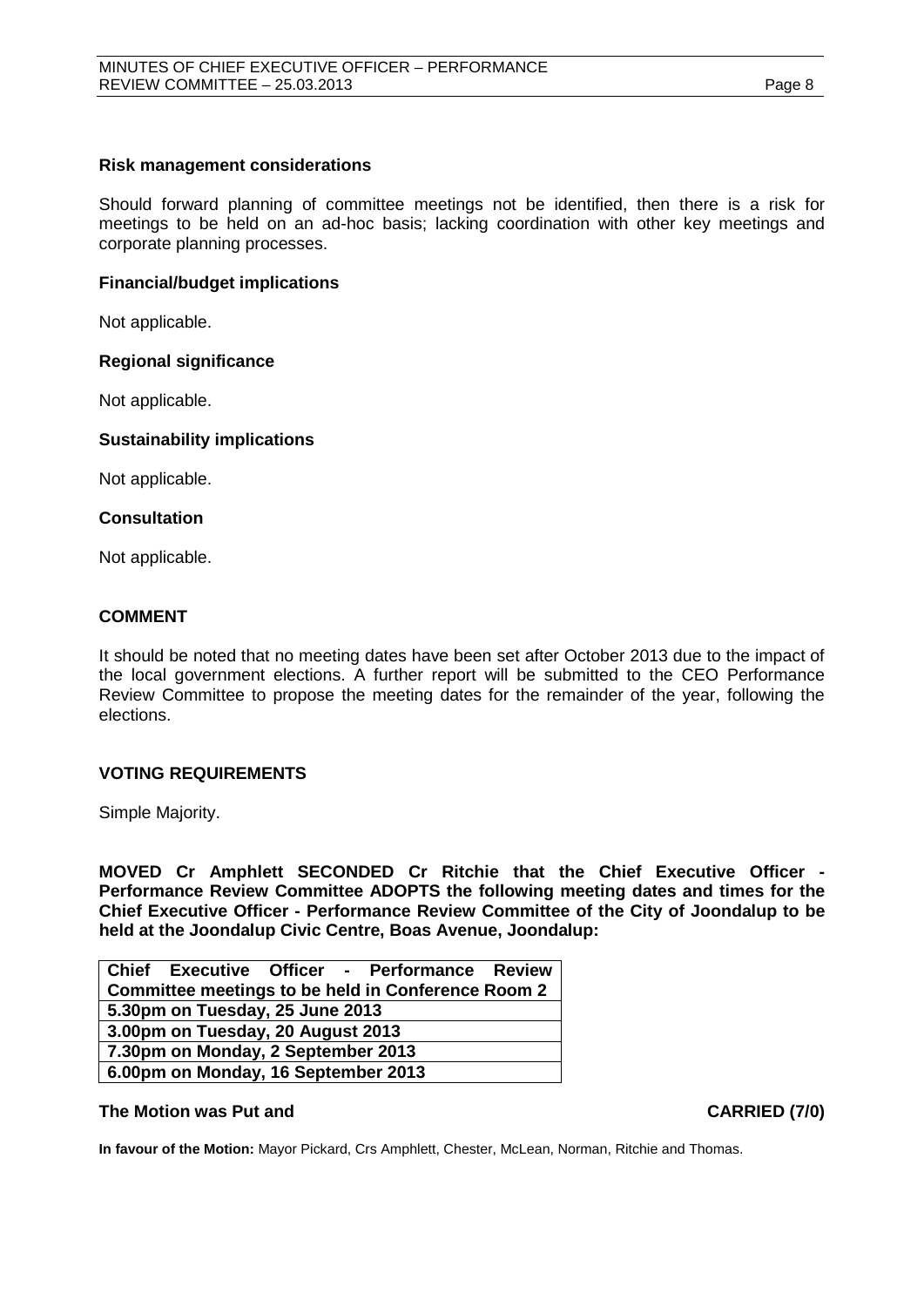### Risk management considerations

Should forward planning of committee meetings not be identified, then there is a risk for meetings to be held on an ad-hoc basis; lacking coordination with other key meetings and corporate planning processes.

### Financial/budget implications

Not applicable.

### Regional significance

Not applicable.

### Sustainability implications

Not applicable.

### Consultation

Not applicable.

## COMMENT

It should be noted that no meeting dates have been set after October 2013 due to the impact of the local government elections. A further report will be submitted to the CEO Performance Review Committee to propose the meeting dates for the remainder of the year, following the elections.

## VOTING REQUIREMENTS

Simple Majority.

**MOVED Cr Amphlett SECONDED Cr Ritchie that the Chief Executive Officer - Performance Review Committee ADOPTS the following meeting dates and times for the Chief Executive Officer - Performance Review Committee of the City of Joondalup to be held at the Joondalup Civic Centre, Boas Avenue, Joondalup:**

| **Chief Executive Officer - Performance Review Committee meetings to be held in Conference Room 2** |
| --- |
| **5.30pm on Tuesday, 25 June 2013** |
| **3.00pm on Tuesday, 20 August 2013** |
| **7.30pm on Monday, 2 September 2013** |
| **6.00pm on Monday, 16 September 2013** |

**The Motion was Put and CARRIED (7/0)**

**In favour of the Motion:** Mayor Pickard, Crs Amphlett, Chester, McLean, Norman, Ritchie and Thomas.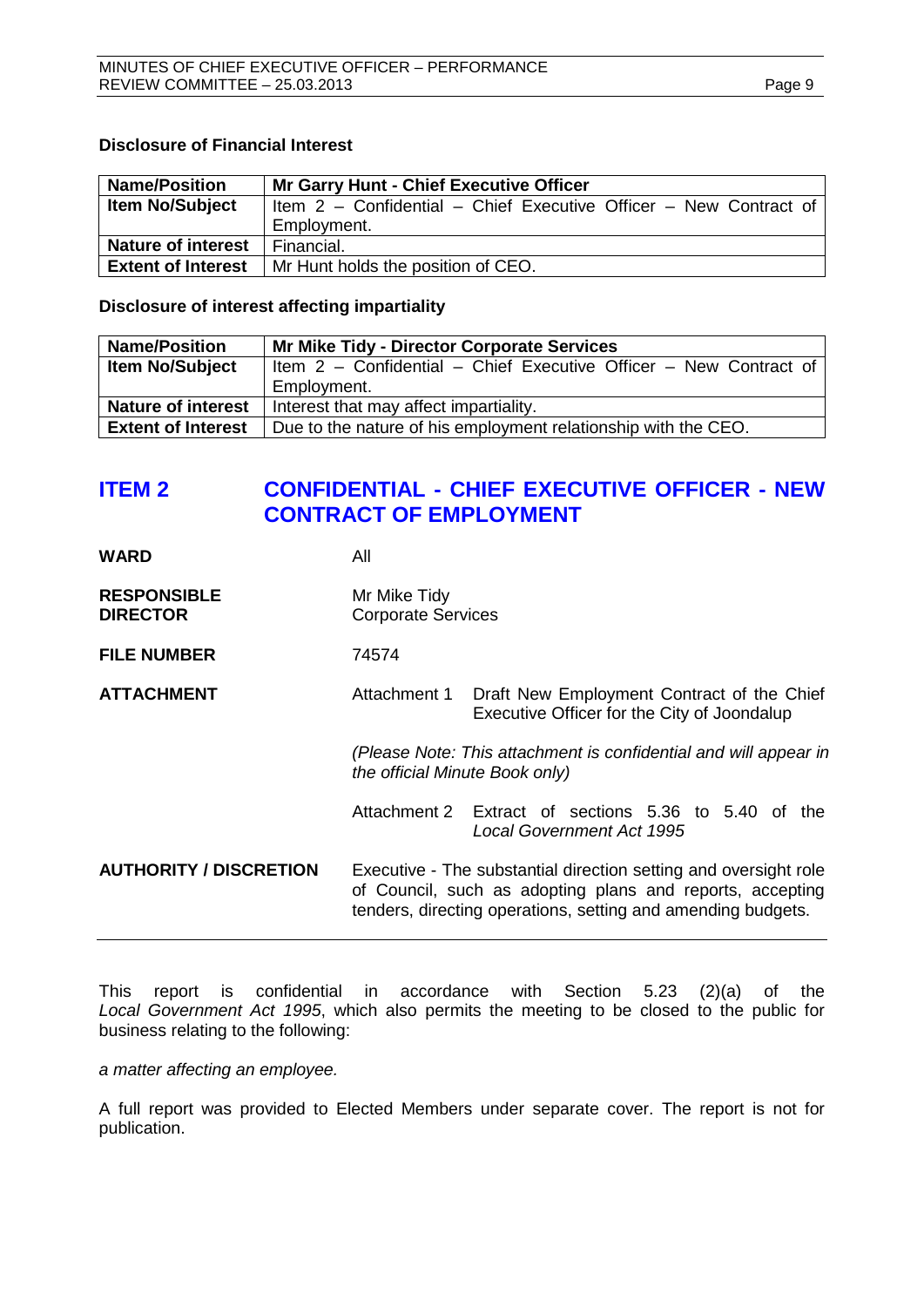### Disclosure of Financial Interest

| Name/Position | Mr Garry Hunt - Chief Executive Officer |
|---|---|
| Item No/Subject | Item 2 – Confidential – Chief Executive Officer – New Contract of Employment. |
| Nature of interest | Financial. |
| Extent of Interest | Mr Hunt holds the position of CEO. |

### Disclosure of interest affecting impartiality

| Name/Position | Mr Mike Tidy - Director Corporate Services |
|---|---|
| Item No/Subject | Item 2 – Confidential – Chief Executive Officer – New Contract of Employment. |
| Nature of interest | Interest that may affect impartiality. |
| Extent of Interest | Due to the nature of his employment relationship with the CEO. |

## ITEM 2 CONFIDENTIAL - CHIEF EXECUTIVE OFFICER - NEW CONTRACT OF EMPLOYMENT

**WARD** All

**RESPONSIBLE DIRECTOR** Mr Mike Tidy, Corporate Services

**FILE NUMBER** 74574

**ATTACHMENT**

Attachment 1 Draft New Employment Contract of the Chief Executive Officer for the City of Joondalup

*(Please Note: This attachment is confidential and will appear in the official Minute Book only)*

Attachment 2 Extract of sections 5.36 to 5.40 of the *Local Government Act 1995*

**AUTHORITY / DISCRETION** Executive - The substantial direction setting and oversight role of Council, such as adopting plans and reports, accepting tenders, directing operations, setting and amending budgets.

---

This report is confidential in accordance with Section 5.23 (2)(a) of the *Local Government Act 1995*, which also permits the meeting to be closed to the public for business relating to the following:

*a matter affecting an employee.*

A full report was provided to Elected Members under separate cover. The report is not for publication.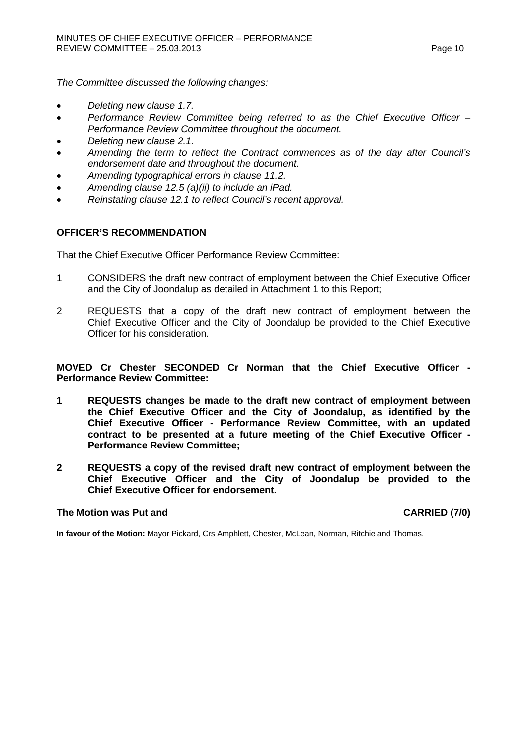*The Committee discussed the following changes:*

- *Deleting new clause 1.7.*
- *Performance Review Committee being referred to as the Chief Executive Officer – Performance Review Committee throughout the document.*
- *Deleting new clause 2.1.*
- *Amending the term to reflect the Contract commences as of the day after Council's endorsement date and throughout the document.*
- *Amending typographical errors in clause 11.2.*
- *Amending clause 12.5 (a)(ii) to include an iPad.*
- *Reinstating clause 12.1 to reflect Council's recent approval.*

## OFFICER'S RECOMMENDATION

That the Chief Executive Officer Performance Review Committee:

1 CONSIDERS the draft new contract of employment between the Chief Executive Officer and the City of Joondalup as detailed in Attachment 1 to this Report;

2 REQUESTS that a copy of the draft new contract of employment between the Chief Executive Officer and the City of Joondalup be provided to the Chief Executive Officer for his consideration.

**MOVED Cr Chester SECONDED Cr Norman that the Chief Executive Officer - Performance Review Committee:**

**1 REQUESTS changes be made to the draft new contract of employment between the Chief Executive Officer and the City of Joondalup, as identified by the Chief Executive Officer - Performance Review Committee, with an updated contract to be presented at a future meeting of the Chief Executive Officer - Performance Review Committee;**

**2 REQUESTS a copy of the revised draft new contract of employment between the Chief Executive Officer and the City of Joondalup be provided to the Chief Executive Officer for endorsement.**

**The Motion was Put and CARRIED (7/0)**

**In favour of the Motion:** Mayor Pickard, Crs Amphlett, Chester, McLean, Norman, Ritchie and Thomas.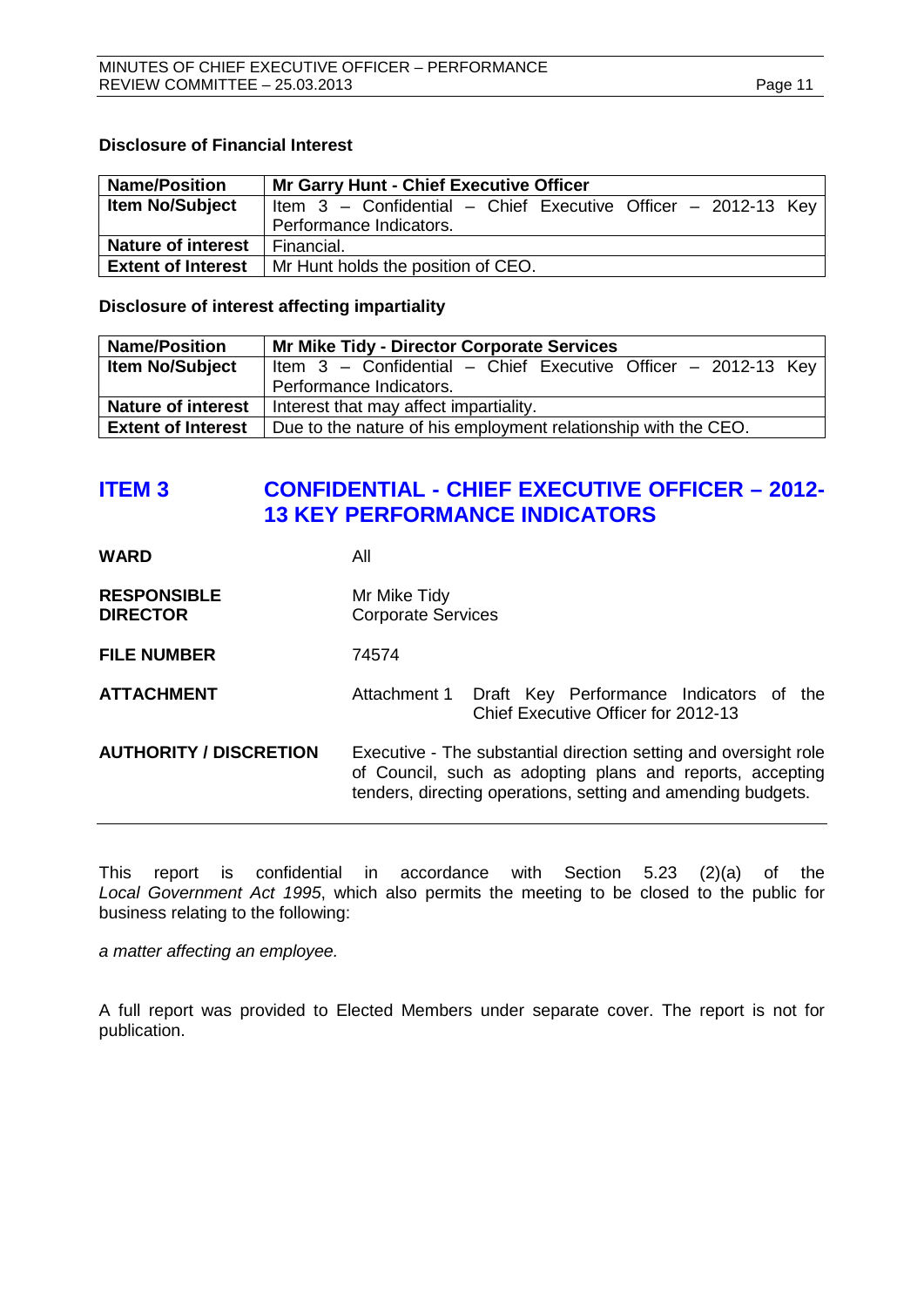### Disclosure of Financial Interest

| Name/Position | Mr Garry Hunt - Chief Executive Officer |
|---|---|
| Item No/Subject | Item 3 – Confidential – Chief Executive Officer – 2012-13 Key Performance Indicators. |
| Nature of interest | Financial. |
| Extent of Interest | Mr Hunt holds the position of CEO. |

### Disclosure of interest affecting impartiality

| Name/Position | Mr Mike Tidy - Director Corporate Services |
|---|---|
| Item No/Subject | Item 3 – Confidential – Chief Executive Officer – 2012-13 Key Performance Indicators. |
| Nature of interest | Interest that may affect impartiality. |
| Extent of Interest | Due to the nature of his employment relationship with the CEO. |

## ITEM 3 CONFIDENTIAL - CHIEF EXECUTIVE OFFICER – 2012-13 KEY PERFORMANCE INDICATORS

**WARD** All

**RESPONSIBLE DIRECTOR** Mr Mike Tidy
Corporate Services

**FILE NUMBER** 74574

**ATTACHMENT** Attachment 1 Draft Key Performance Indicators of the Chief Executive Officer for 2012-13

**AUTHORITY / DISCRETION** Executive - The substantial direction setting and oversight role of Council, such as adopting plans and reports, accepting tenders, directing operations, setting and amending budgets.

---

This report is confidential in accordance with Section 5.23 (2)(a) of the *Local Government Act 1995*, which also permits the meeting to be closed to the public for business relating to the following:

*a matter affecting an employee.*

A full report was provided to Elected Members under separate cover. The report is not for publication.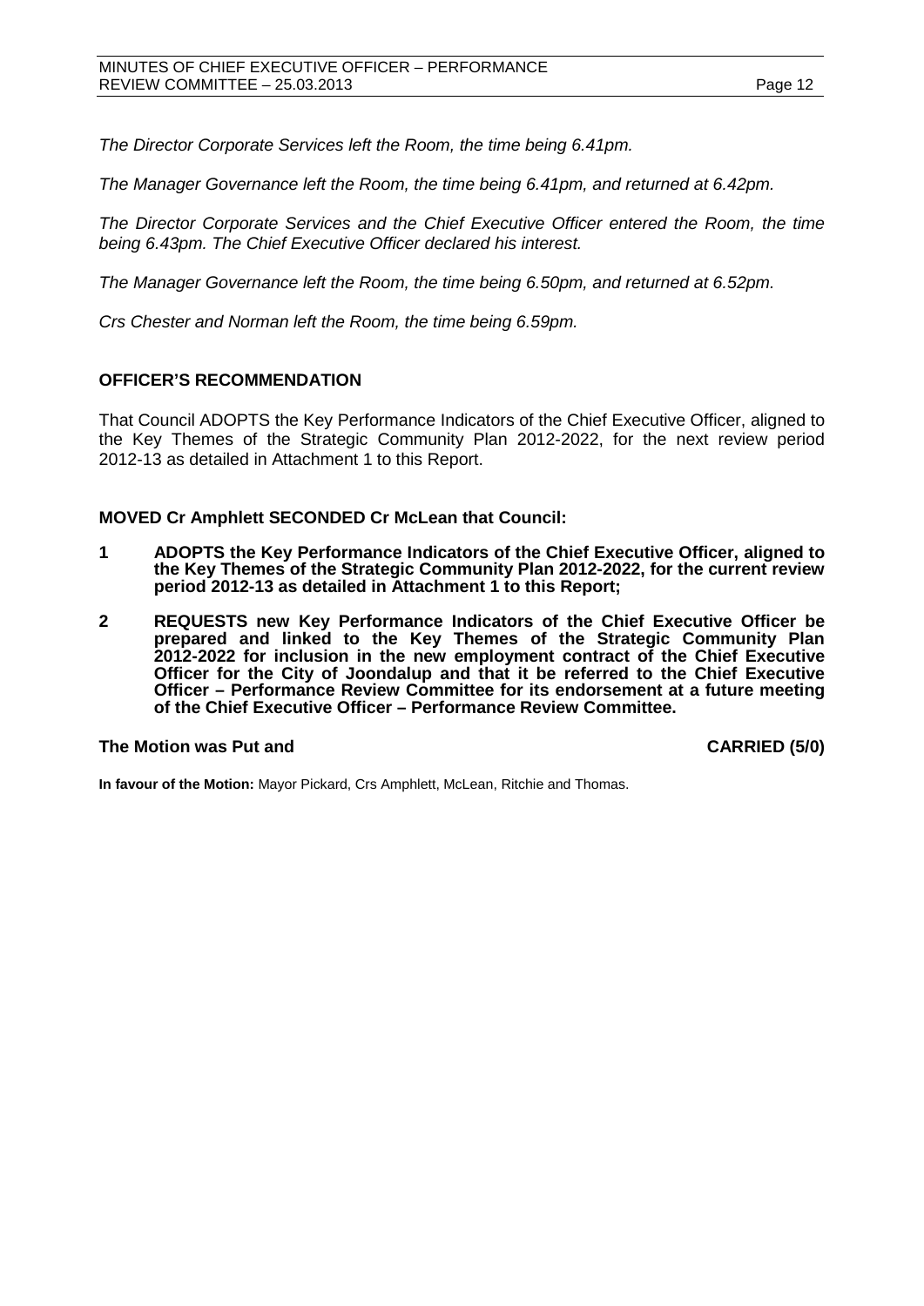*The Director Corporate Services left the Room, the time being 6.41pm.*

*The Manager Governance left the Room, the time being 6.41pm, and returned at 6.42pm.*

*The Director Corporate Services and the Chief Executive Officer entered the Room, the time being 6.43pm. The Chief Executive Officer declared his interest.*

*The Manager Governance left the Room, the time being 6.50pm, and returned at 6.52pm.*

*Crs Chester and Norman left the Room, the time being 6.59pm.*

**OFFICER'S RECOMMENDATION**

That Council ADOPTS the Key Performance Indicators of the Chief Executive Officer, aligned to the Key Themes of the Strategic Community Plan 2012-2022, for the next review period 2012-13 as detailed in Attachment 1 to this Report.

**MOVED Cr Amphlett SECONDED Cr McLean that Council:**

**1 ADOPTS the Key Performance Indicators of the Chief Executive Officer, aligned to the Key Themes of the Strategic Community Plan 2012-2022, for the current review period 2012-13 as detailed in Attachment 1 to this Report;**

**2 REQUESTS new Key Performance Indicators of the Chief Executive Officer be prepared and linked to the Key Themes of the Strategic Community Plan 2012-2022 for inclusion in the new employment contract of the Chief Executive Officer for the City of Joondalup and that it be referred to the Chief Executive Officer – Performance Review Committee for its endorsement at a future meeting of the Chief Executive Officer – Performance Review Committee.**

**The Motion was Put and CARRIED (5/0)**

**In favour of the Motion:** Mayor Pickard, Crs Amphlett, McLean, Ritchie and Thomas.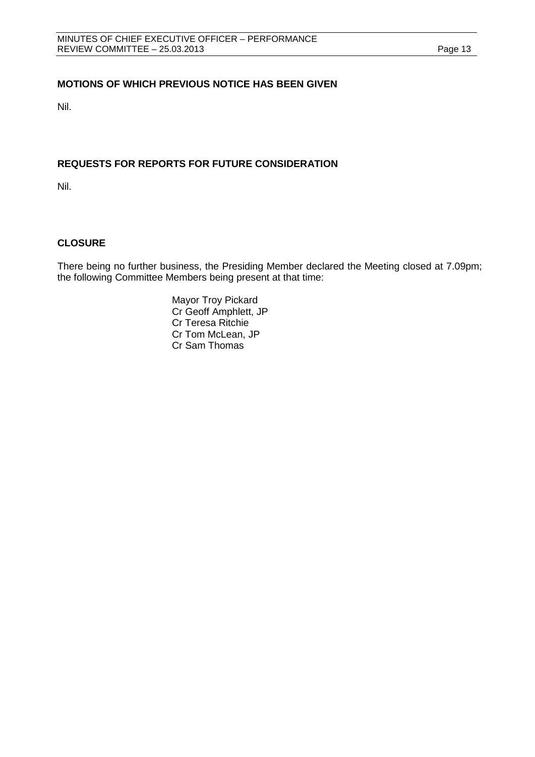## MOTIONS OF WHICH PREVIOUS NOTICE HAS BEEN GIVEN

Nil.

## REQUESTS FOR REPORTS FOR FUTURE CONSIDERATION

Nil.

## CLOSURE

There being no further business, the Presiding Member declared the Meeting closed at 7.09pm; the following Committee Members being present at that time:

Mayor Troy Pickard
Cr Geoff Amphlett, JP
Cr Teresa Ritchie
Cr Tom McLean, JP
Cr Sam Thomas